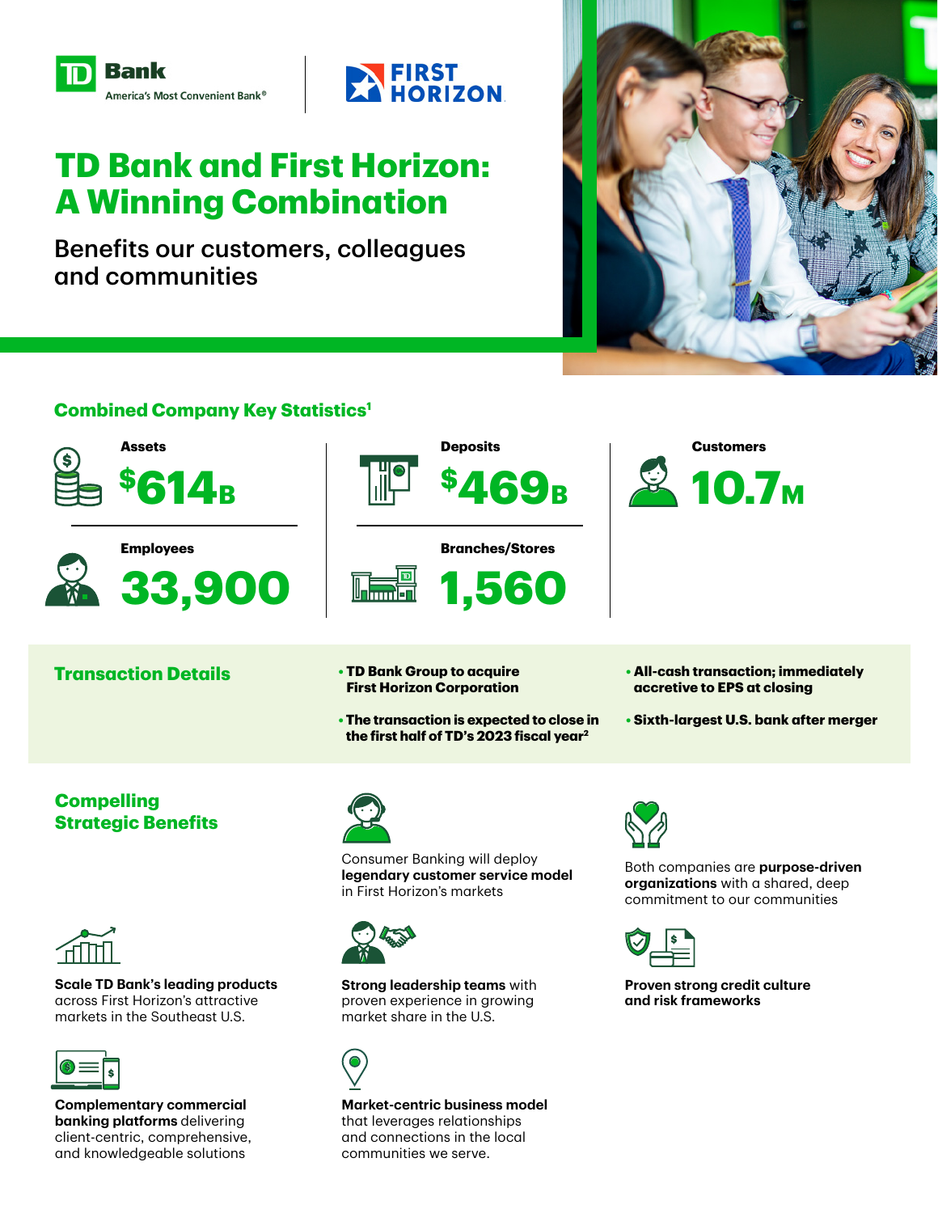TD Bank
America's Most Convenient Bank®

FIRST HORIZON

# TD Bank and First Horizon: A Winning Combination

Benefits our customers, colleagues and communities

## Combined Company Key Statistics[1]

**Assets**
$614B

**Deposits**
$469B

**Customers**
10.7M

**Employees**
33,900

**Branches/Stores**
1,560

## Transaction Details

- **TD Bank Group to acquire First Horizon Corporation**
- **The transaction is expected to close in the first half of TD's 2023 fiscal year[2]**
- **All-cash transaction; immediately accretive to EPS at closing**
- **Sixth-largest U.S. bank after merger**

## Compelling Strategic Benefits

Consumer Banking will deploy **legendary customer service model** in First Horizon's markets

Both companies are **purpose-driven organizations** with a shared, deep commitment to our communities

**Scale TD Bank's leading products** across First Horizon's attractive markets in the Southeast U.S.

**Strong leadership teams** with proven experience in growing market share in the U.S.

**Proven strong credit culture and risk frameworks**

**Complementary commercial banking platforms** delivering client-centric, comprehensive, and knowledgeable solutions

**Market-centric business model** that leverages relationships and connections in the local communities we serve.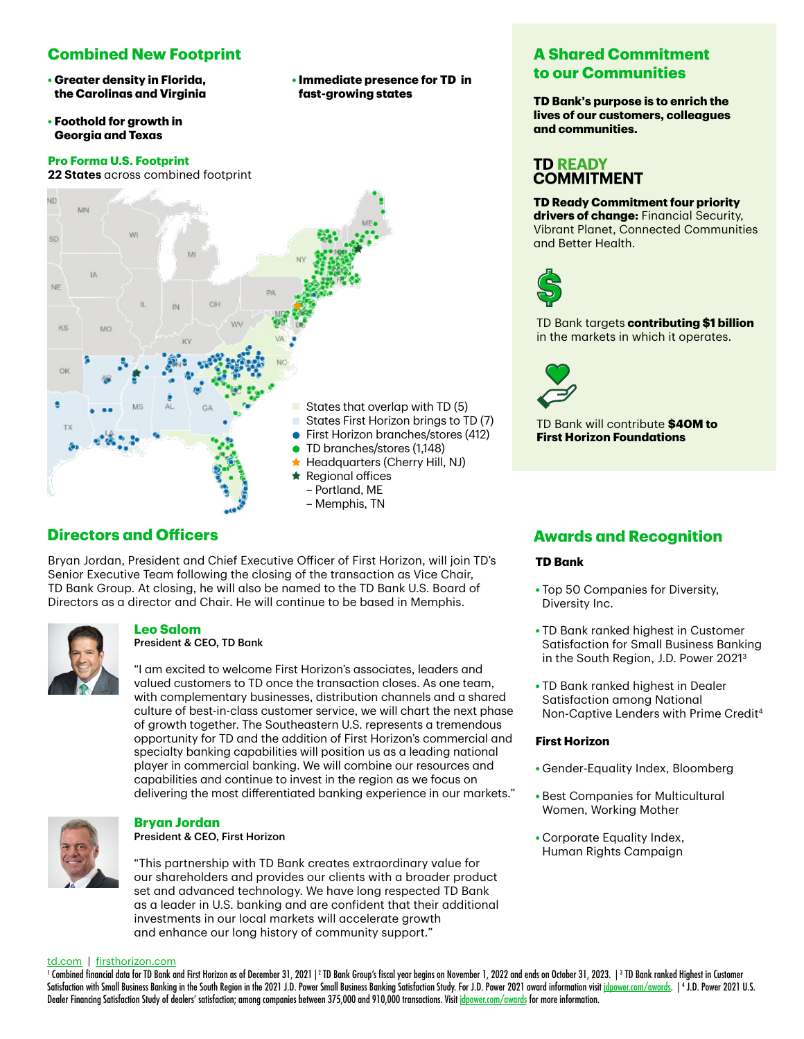## Combined New Footprint

- **Greater density in Florida, the Carolinas and Virginia**
- **Foothold for growth in Georgia and Texas**
- **Immediate presence for TD in fast-growing states**

**Pro Forma U.S. Footprint**
**22 States** across combined footprint

States that overlap with TD (5)
States First Horizon brings to TD (7)
First Horizon branches/stores (412)
TD branches/stores (1,148)
Headquarters (Cherry Hill, NJ)
Regional offices
– Portland, ME
– Memphis, TN

## Directors and Officers

Bryan Jordan, President and Chief Executive Officer of First Horizon, will join TD's Senior Executive Team following the closing of the transaction as Vice Chair, TD Bank Group. At closing, he will also be named to the TD Bank U.S. Board of Directors as a director and Chair. He will continue to be based in Memphis.

**Leo Salom**
**President & CEO, TD Bank**

"I am excited to welcome First Horizon's associates, leaders and valued customers to TD once the transaction closes. As one team, with complementary businesses, distribution channels and a shared culture of best-in-class customer service, we will chart the next phase of growth together. The Southeastern U.S. represents a tremendous opportunity for TD and the addition of First Horizon's commercial and specialty banking capabilities will position us as a leading national player in commercial banking. We will combine our resources and capabilities and continue to invest in the region as we focus on delivering the most differentiated banking experience in our markets."

**Bryan Jordan**
**President & CEO, First Horizon**

"This partnership with TD Bank creates extraordinary value for our shareholders and provides our clients with a broader product set and advanced technology. We have long respected TD Bank as a leader in U.S. banking and are confident that their additional investments in our local markets will accelerate growth and enhance our long history of community support."

## A Shared Commitment to our Communities

**TD Bank's purpose is to enrich the lives of our customers, colleagues and communities.**

### TD READY COMMITMENT

**TD Ready Commitment four priority drivers of change:** Financial Security, Vibrant Planet, Connected Communities and Better Health.

TD Bank targets **contributing $1 billion** in the markets in which it operates.

TD Bank will contribute **$40M to First Horizon Foundations**

## Awards and Recognition

**TD Bank**

- Top 50 Companies for Diversity, Diversity Inc.
- TD Bank ranked highest in Customer Satisfaction for Small Business Banking in the South Region, J.D. Power 2021[3]
- TD Bank ranked highest in Dealer Satisfaction among National Non-Captive Lenders with Prime Credit[4]

**First Horizon**

- Gender-Equality Index, Bloomberg
- Best Companies for Multicultural Women, Working Mother
- Corporate Equality Index, Human Rights Campaign

td.com | firsthorizon.com

[1] Combined financial data for TD Bank and First Horizon as of December 31, 2021 | [2] TD Bank Group's fiscal year begins on November 1, 2022 and ends on October 31, 2023. | [3] TD Bank ranked Highest in Customer Satisfaction with Small Business Banking in the South Region in the 2021 J.D. Power Small Business Banking Satisfaction Study. For J.D. Power 2021 award information visit jdpower.com/awards. | [4] J.D. Power 2021 U.S. Dealer Financing Satisfaction Study of dealers' satisfaction; among companies between 375,000 and 910,000 transactions. Visit jdpower.com/awards for more information.